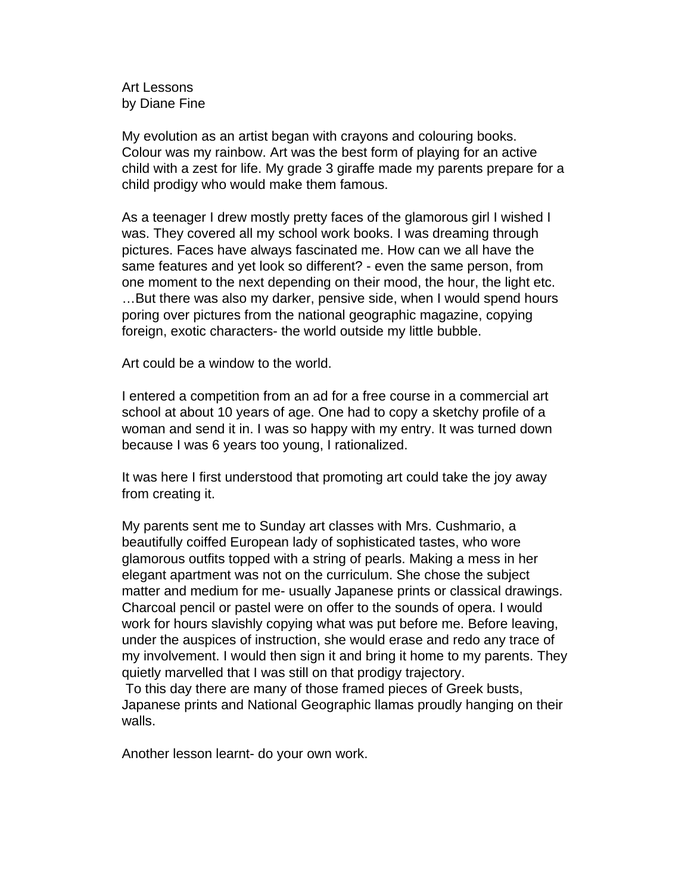# Art Lessons

by Diane Fine

My evolution as an artist began with crayons and colouring books. Colour was my rainbow. Art was the best form of playing for an active child with a zest for life. My grade 3 giraffe made my parents prepare for a child prodigy who would make them famous.

As a teenager I drew mostly pretty faces of the glamorous girl I wished I was. They covered all my school work books. I was dreaming through pictures. Faces have always fascinated me. How can we all have the same features and yet look so different? - even the same person, from one moment to the next depending on their mood, the hour, the light etc. …But there was also my darker, pensive side, when I would spend hours poring over pictures from the national geographic magazine, copying foreign, exotic characters- the world outside my little bubble.

Art could be a window to the world.

I entered a competition from an ad for a free course in a commercial art school at about 10 years of age. One had to copy a sketchy profile of a woman and send it in. I was so happy with my entry. It was turned down because I was 6 years too young, I rationalized.

It was here I first understood that promoting art could take the joy away from creating it.

My parents sent me to Sunday art classes with Mrs. Cushmario, a beautifully coiffed European lady of sophisticated tastes, who wore glamorous outfits topped with a string of pearls. Making a mess in her elegant apartment was not on the curriculum. She chose the subject matter and medium for me- usually Japanese prints or classical drawings. Charcoal pencil or pastel were on offer to the sounds of opera. I would work for hours slavishly copying what was put before me. Before leaving, under the auspices of instruction, she would erase and redo any trace of my involvement. I would then sign it and bring it home to my parents. They quietly marvelled that I was still on that prodigy trajectory.
To this day there are many of those framed pieces of Greek busts, Japanese prints and National Geographic llamas proudly hanging on their walls.

Another lesson learnt- do your own work.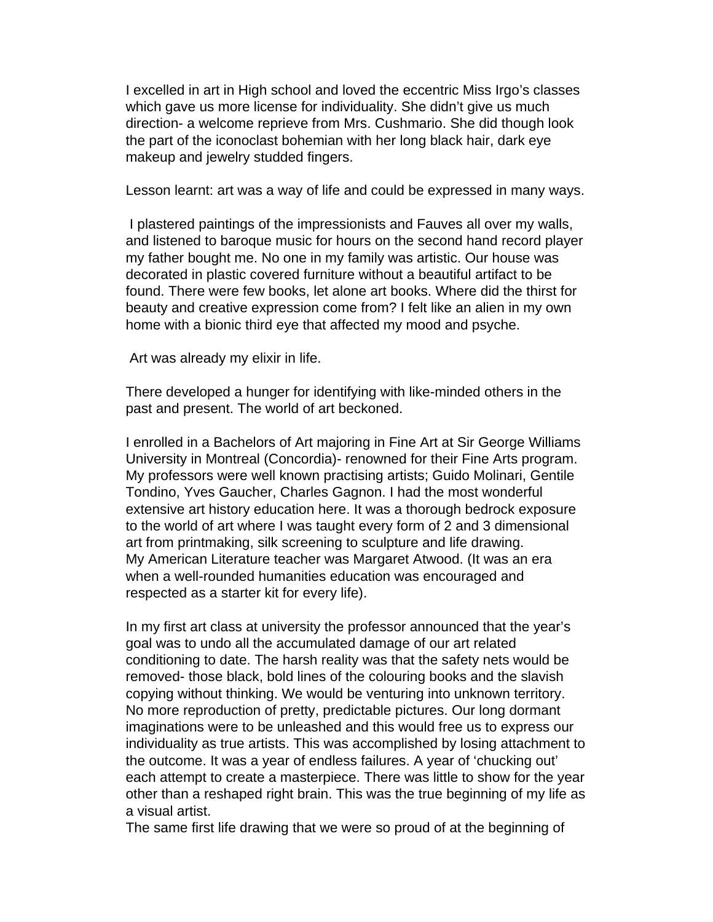I excelled in art in High school and loved the eccentric Miss Irgo's classes which gave us more license for individuality. She didn't give us much direction- a welcome reprieve from Mrs. Cushmario. She did though look the part of the iconoclast bohemian with her long black hair, dark eye makeup and jewelry studded fingers.

Lesson learnt: art was a way of life and could be expressed in many ways.

I plastered paintings of the impressionists and Fauves all over my walls, and listened to baroque music for hours on the second hand record player my father bought me. No one in my family was artistic. Our house was decorated in plastic covered furniture without a beautiful artifact to be found. There were few books, let alone art books. Where did the thirst for beauty and creative expression come from? I felt like an alien in my own home with a bionic third eye that affected my mood and psyche.

Art was already my elixir in life.

There developed a hunger for identifying with like-minded others in the past and present. The world of art beckoned.

I enrolled in a Bachelors of Art majoring in Fine Art at Sir George Williams University in Montreal (Concordia)- renowned for their Fine Arts program. My professors were well known practising artists; Guido Molinari, Gentile Tondino, Yves Gaucher, Charles Gagnon. I had the most wonderful extensive art history education here. It was a thorough bedrock exposure to the world of art where I was taught every form of 2 and 3 dimensional art from printmaking, silk screening to sculpture and life drawing.
My American Literature teacher was Margaret Atwood. (It was an era when a well-rounded humanities education was encouraged and respected as a starter kit for every life).

In my first art class at university the professor announced that the year's goal was to undo all the accumulated damage of our art related conditioning to date. The harsh reality was that the safety nets would be removed- those black, bold lines of the colouring books and the slavish copying without thinking. We would be venturing into unknown territory. No more reproduction of pretty, predictable pictures. Our long dormant imaginations were to be unleashed and this would free us to express our individuality as true artists. This was accomplished by losing attachment to the outcome. It was a year of endless failures. A year of 'chucking out' each attempt to create a masterpiece. There was little to show for the year other than a reshaped right brain. This was the true beginning of my life as a visual artist.
The same first life drawing that we were so proud of at the beginning of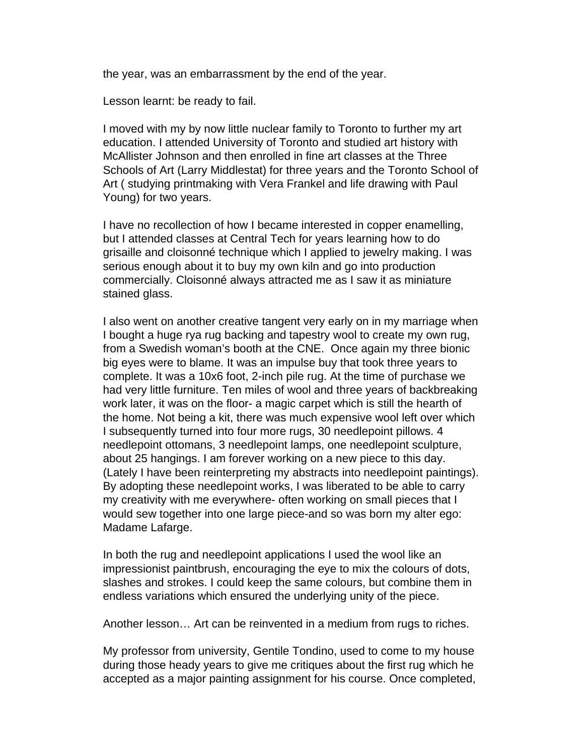the year, was an embarrassment by the end of the year.

Lesson learnt: be ready to fail.

I moved with my by now little nuclear family to Toronto to further my art education. I attended University of Toronto and studied art history with McAllister Johnson and then enrolled in fine art classes at the Three Schools of Art (Larry Middlestat) for three years and the Toronto School of Art ( studying printmaking with Vera Frankel and life drawing with Paul Young) for two years.

I have no recollection of how I became interested in copper enamelling, but I attended classes at Central Tech for years learning how to do grisaille and cloisonné technique which I applied to jewelry making. I was serious enough about it to buy my own kiln and go into production commercially. Cloisonné always attracted me as I saw it as miniature stained glass.

I also went on another creative tangent very early on in my marriage when I bought a huge rya rug backing and tapestry wool to create my own rug, from a Swedish woman's booth at the CNE.  Once again my three bionic big eyes were to blame. It was an impulse buy that took three years to complete. It was a 10x6 foot, 2-inch pile rug. At the time of purchase we had very little furniture. Ten miles of wool and three years of backbreaking work later, it was on the floor- a magic carpet which is still the hearth of the home. Not being a kit, there was much expensive wool left over which I subsequently turned into four more rugs, 30 needlepoint pillows. 4 needlepoint ottomans, 3 needlepoint lamps, one needlepoint sculpture, about 25 hangings. I am forever working on a new piece to this day. (Lately I have been reinterpreting my abstracts into needlepoint paintings). By adopting these needlepoint works, I was liberated to be able to carry my creativity with me everywhere- often working on small pieces that I would sew together into one large piece-and so was born my alter ego: Madame Lafarge.

In both the rug and needlepoint applications I used the wool like an impressionist paintbrush, encouraging the eye to mix the colours of dots, slashes and strokes. I could keep the same colours, but combine them in endless variations which ensured the underlying unity of the piece.

Another lesson… Art can be reinvented in a medium from rugs to riches.

My professor from university, Gentile Tondino, used to come to my house during those heady years to give me critiques about the first rug which he accepted as a major painting assignment for his course. Once completed,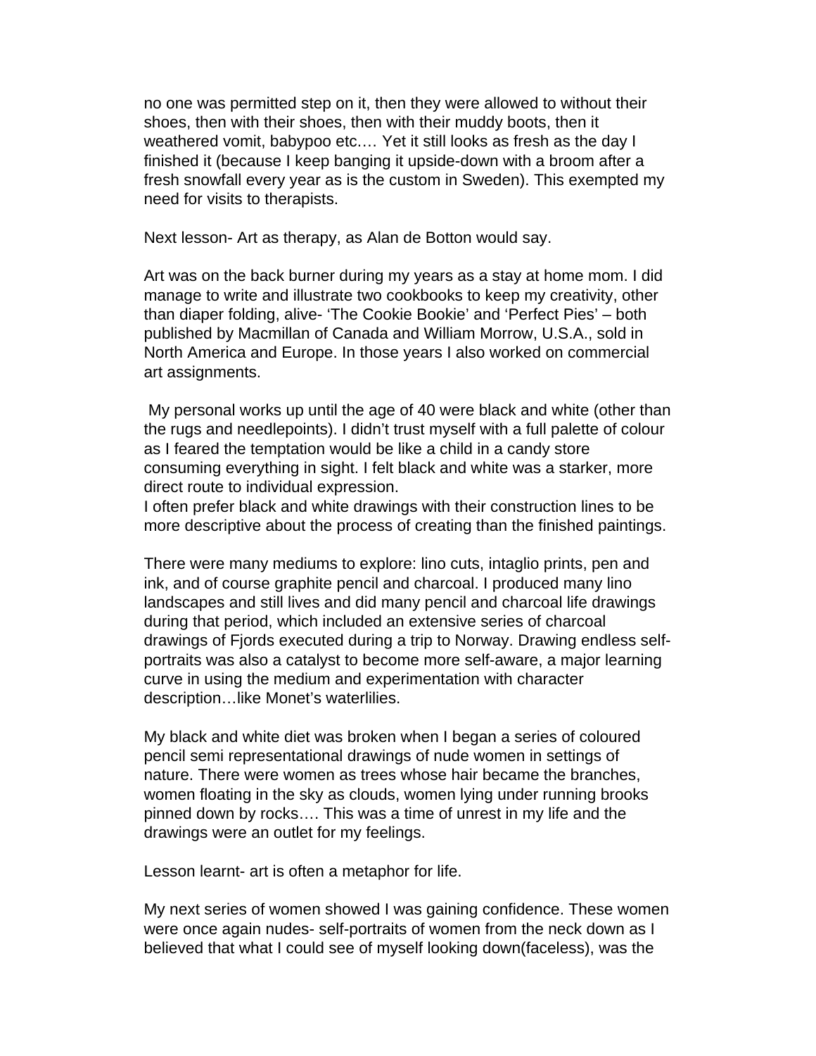no one was permitted step on it, then they were allowed to without their shoes, then with their shoes, then with their muddy boots, then it weathered vomit, babypoo etc…. Yet it still looks as fresh as the day I finished it (because I keep banging it upside-down with a broom after a fresh snowfall every year as is the custom in Sweden). This exempted my need for visits to therapists.

Next lesson- Art as therapy, as Alan de Botton would say.

Art was on the back burner during my years as a stay at home mom. I did manage to write and illustrate two cookbooks to keep my creativity, other than diaper folding, alive- 'The Cookie Bookie' and 'Perfect Pies' – both published by Macmillan of Canada and William Morrow, U.S.A., sold in North America and Europe. In those years I also worked on commercial art assignments.

My personal works up until the age of 40 were black and white (other than the rugs and needlepoints). I didn't trust myself with a full palette of colour as I feared the temptation would be like a child in a candy store consuming everything in sight. I felt black and white was a starker, more direct route to individual expression.
I often prefer black and white drawings with their construction lines to be more descriptive about the process of creating than the finished paintings.

There were many mediums to explore: lino cuts, intaglio prints, pen and ink, and of course graphite pencil and charcoal. I produced many lino landscapes and still lives and did many pencil and charcoal life drawings during that period, which included an extensive series of charcoal drawings of Fjords executed during a trip to Norway. Drawing endless self-portraits was also a catalyst to become more self-aware, a major learning curve in using the medium and experimentation with character description…like Monet's waterlilies.

My black and white diet was broken when I began a series of coloured pencil semi representational drawings of nude women in settings of nature. There were women as trees whose hair became the branches, women floating in the sky as clouds, women lying under running brooks pinned down by rocks…. This was a time of unrest in my life and the drawings were an outlet for my feelings.

Lesson learnt- art is often a metaphor for life.

My next series of women showed I was gaining confidence. These women were once again nudes- self-portraits of women from the neck down as I believed that what I could see of myself looking down(faceless), was the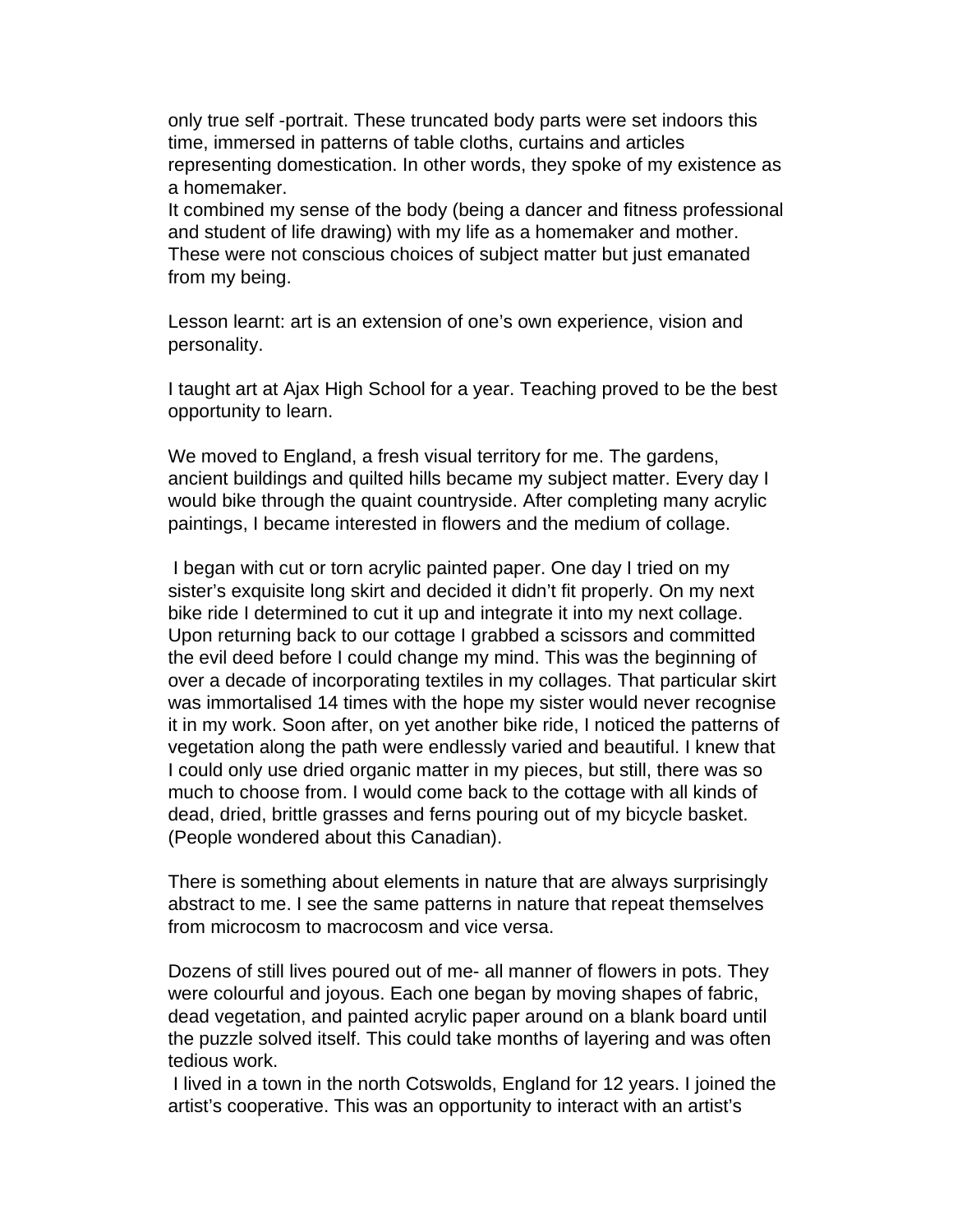only true self -portrait. These truncated body parts were set indoors this time, immersed in patterns of table cloths, curtains and articles representing domestication. In other words, they spoke of my existence as a homemaker.
It combined my sense of the body (being a dancer and fitness professional and student of life drawing) with my life as a homemaker and mother. These were not conscious choices of subject matter but just emanated from my being.

Lesson learnt: art is an extension of one's own experience, vision and personality.

I taught art at Ajax High School for a year. Teaching proved to be the best opportunity to learn.

We moved to England, a fresh visual territory for me. The gardens, ancient buildings and quilted hills became my subject matter. Every day I would bike through the quaint countryside. After completing many acrylic paintings, I became interested in flowers and the medium of collage.

I began with cut or torn acrylic painted paper. One day I tried on my sister's exquisite long skirt and decided it didn't fit properly. On my next bike ride I determined to cut it up and integrate it into my next collage. Upon returning back to our cottage I grabbed a scissors and committed the evil deed before I could change my mind. This was the beginning of over a decade of incorporating textiles in my collages. That particular skirt was immortalised 14 times with the hope my sister would never recognise it in my work. Soon after, on yet another bike ride, I noticed the patterns of vegetation along the path were endlessly varied and beautiful. I knew that I could only use dried organic matter in my pieces, but still, there was so much to choose from. I would come back to the cottage with all kinds of dead, dried, brittle grasses and ferns pouring out of my bicycle basket. (People wondered about this Canadian).

There is something about elements in nature that are always surprisingly abstract to me. I see the same patterns in nature that repeat themselves from microcosm to macrocosm and vice versa.

Dozens of still lives poured out of me- all manner of flowers in pots. They were colourful and joyous. Each one began by moving shapes of fabric, dead vegetation, and painted acrylic paper around on a blank board until the puzzle solved itself. This could take months of layering and was often tedious work.
I lived in a town in the north Cotswolds, England for 12 years. I joined the artist's cooperative. This was an opportunity to interact with an artist's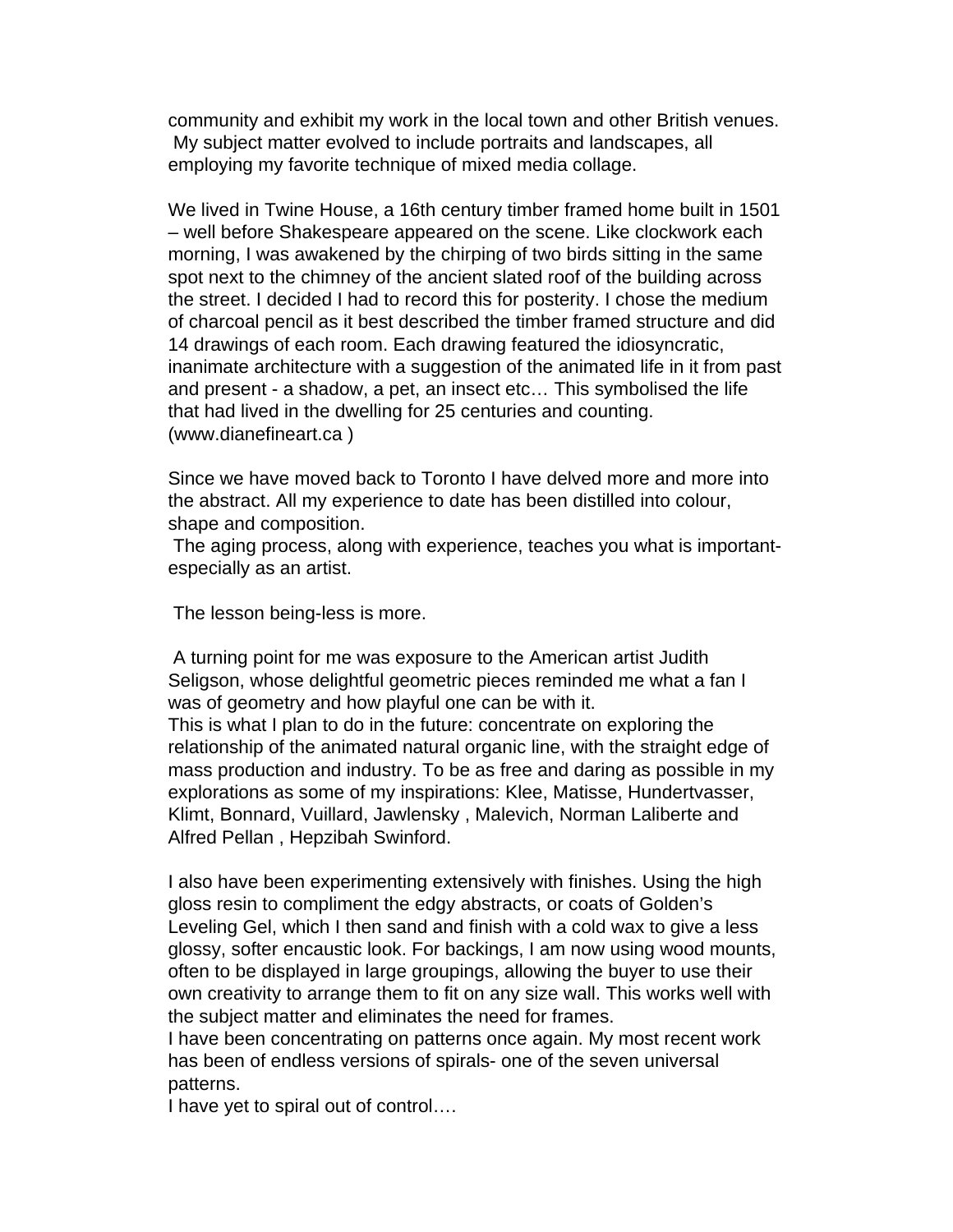community and exhibit my work in the local town and other British venues. My subject matter evolved to include portraits and landscapes, all employing my favorite technique of mixed media collage.

We lived in Twine House, a 16th century timber framed home built in 1501 – well before Shakespeare appeared on the scene. Like clockwork each morning, I was awakened by the chirping of two birds sitting in the same spot next to the chimney of the ancient slated roof of the building across the street. I decided I had to record this for posterity. I chose the medium of charcoal pencil as it best described the timber framed structure and did 14 drawings of each room. Each drawing featured the idiosyncratic, inanimate architecture with a suggestion of the animated life in it from past and present - a shadow, a pet, an insect etc… This symbolised the life that had lived in the dwelling for 25 centuries and counting. (www.dianefineart.ca )

Since we have moved back to Toronto I have delved more and more into the abstract. All my experience to date has been distilled into colour, shape and composition.
The aging process, along with experience, teaches you what is important- especially as an artist.

The lesson being-less is more.

A turning point for me was exposure to the American artist Judith Seligson, whose delightful geometric pieces reminded me what a fan I was of geometry and how playful one can be with it.
This is what I plan to do in the future: concentrate on exploring the relationship of the animated natural organic line, with the straight edge of mass production and industry. To be as free and daring as possible in my explorations as some of my inspirations: Klee, Matisse, Hundertvasser, Klimt, Bonnard, Vuillard, Jawlensky , Malevich, Norman Laliberte and Alfred Pellan , Hepzibah Swinford.

I also have been experimenting extensively with finishes. Using the high gloss resin to compliment the edgy abstracts, or coats of Golden's Leveling Gel, which I then sand and finish with a cold wax to give a less glossy, softer encaustic look. For backings, I am now using wood mounts, often to be displayed in large groupings, allowing the buyer to use their own creativity to arrange them to fit on any size wall. This works well with the subject matter and eliminates the need for frames.
I have been concentrating on patterns once again. My most recent work has been of endless versions of spirals- one of the seven universal patterns.
I have yet to spiral out of control….